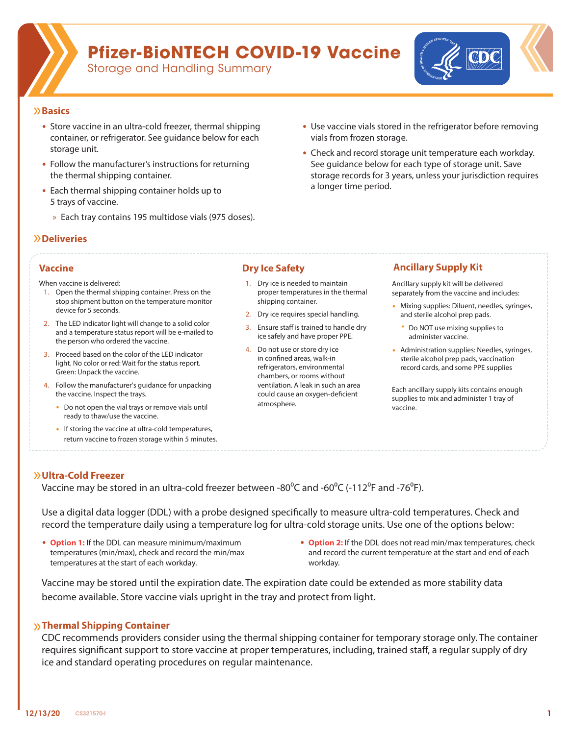# Pfizer-BioNTECH COVID-19 Vaccine

Storage and Handling Summary

## Basics

- Store vaccine in an ultra-cold freezer, thermal shipping container, or refrigerator. See guidance below for each storage unit.
- Follow the manufacturer's instructions for returning the thermal shipping container.
- Each thermal shipping container holds up to 5 trays of vaccine.
  - Each tray contains 195 multidose vials (975 doses).
- Use vaccine vials stored in the refrigerator before removing vials from frozen storage.
- Check and record storage unit temperature each workday. See guidance below for each type of storage unit. Save storage records for 3 years, unless your jurisdiction requires a longer time period.

## Deliveries

### Vaccine

When vaccine is delivered:

1. Open the thermal shipping container. Press on the stop shipment button on the temperature monitor device for 5 seconds.
2. The LED indicator light will change to a solid color and a temperature status report will be e-mailed to the person who ordered the vaccine.
3. Proceed based on the color of the LED indicator light. No color or red: Wait for the status report. Green: Unpack the vaccine.
4. Follow the manufacturer's guidance for unpacking the vaccine. Inspect the trays.
   - Do not open the vial trays or remove vials until ready to thaw/use the vaccine.
   - If storing the vaccine at ultra-cold temperatures, return vaccine to frozen storage within 5 minutes.

### Dry Ice Safety

1. Dry ice is needed to maintain proper temperatures in the thermal shipping container.
2. Dry ice requires special handling.
3. Ensure staff is trained to handle dry ice safely and have proper PPE.
4. Do not use or store dry ice in confined areas, walk-in refrigerators, environmental chambers, or rooms without ventilation. A leak in such an area could cause an oxygen-deficient atmosphere.

### Ancillary Supply Kit

Ancillary supply kit will be delivered separately from the vaccine and includes:

- Mixing supplies: Diluent, needles, syringes, and sterile alcohol prep pads.
  - Do NOT use mixing supplies to administer vaccine.
- Administration supplies: Needles, syringes, sterile alcohol prep pads, vaccination record cards, and some PPE supplies

Each ancillary supply kits contains enough supplies to mix and administer 1 tray of vaccine.

## Ultra-Cold Freezer

Vaccine may be stored in an ultra-cold freezer between -80°C and -60°C (-112°F and -76°F).

Use a digital data logger (DDL) with a probe designed specifically to measure ultra-cold temperatures. Check and record the temperature daily using a temperature log for ultra-cold storage units. Use one of the options below:

- **Option 1:** If the DDL can measure minimum/maximum temperatures (min/max), check and record the min/max temperatures at the start of each workday.
- **Option 2:** If the DDL does not read min/max temperatures, check and record the current temperature at the start and end of each workday.

Vaccine may be stored until the expiration date. The expiration date could be extended as more stability data become available. Store vaccine vials upright in the tray and protect from light.

## Thermal Shipping Container

CDC recommends providers consider using the thermal shipping container for temporary storage only. The container requires significant support to store vaccine at proper temperatures, including, trained staff, a regular supply of dry ice and standard operating procedures on regular maintenance.

12/13/20 CS321570-I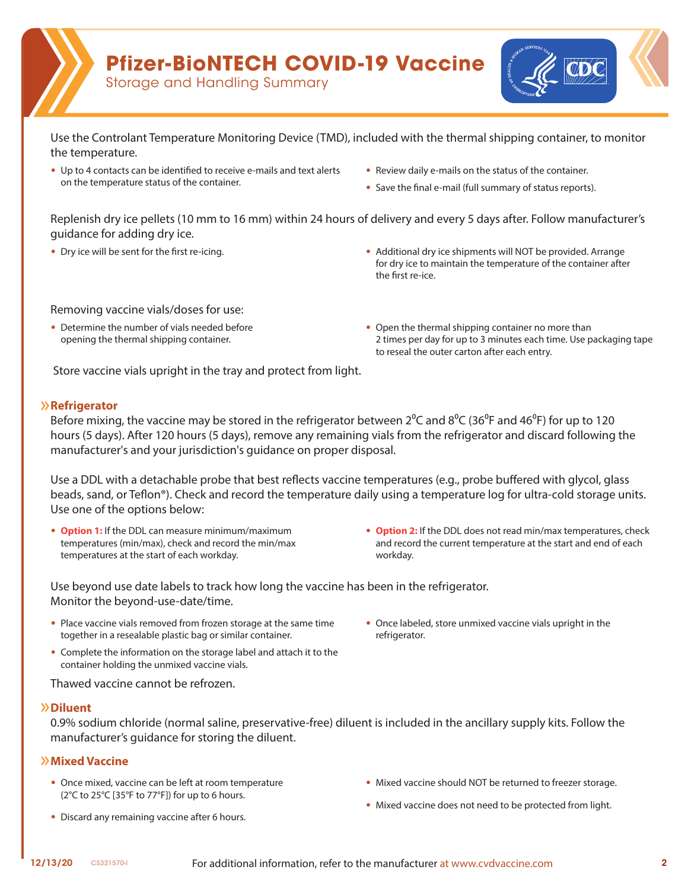# Pfizer-BioNTECH COVID-19 Vaccine

Storage and Handling Summary

Use the Controlant Temperature Monitoring Device (TMD), included with the thermal shipping container, to monitor the temperature.

- Up to 4 contacts can be identified to receive e-mails and text alerts on the temperature status of the container.
- Review daily e-mails on the status of the container.
- Save the final e-mail (full summary of status reports).

Replenish dry ice pellets (10 mm to 16 mm) within 24 hours of delivery and every 5 days after. Follow manufacturer's guidance for adding dry ice.

- Dry ice will be sent for the first re-icing.
- Additional dry ice shipments will NOT be provided. Arrange for dry ice to maintain the temperature of the container after the first re-ice.

Removing vaccine vials/doses for use:

- Determine the number of vials needed before opening the thermal shipping container.
- Open the thermal shipping container no more than 2 times per day for up to 3 minutes each time. Use packaging tape to reseal the outer carton after each entry.

Store vaccine vials upright in the tray and protect from light.

## Refrigerator

Before mixing, the vaccine may be stored in the refrigerator between $2^0$C and $8^0$C ($36^0$F and $46^0$F) for up to 120 hours (5 days). After 120 hours (5 days), remove any remaining vials from the refrigerator and discard following the manufacturer's and your jurisdiction's guidance on proper disposal.

Use a DDL with a detachable probe that best reflects vaccine temperatures (e.g., probe buffered with glycol, glass beads, sand, or Teflon®). Check and record the temperature daily using a temperature log for ultra-cold storage units. Use one of the options below:

- **Option 1:** If the DDL can measure minimum/maximum temperatures (min/max), check and record the min/max temperatures at the start of each workday.
- **Option 2:** If the DDL does not read min/max temperatures, check and record the current temperature at the start and end of each workday.

Use beyond use date labels to track how long the vaccine has been in the refrigerator. Monitor the beyond-use-date/time.

- Place vaccine vials removed from frozen storage at the same time together in a resealable plastic bag or similar container.
- Complete the information on the storage label and attach it to the container holding the unmixed vaccine vials.
- Once labeled, store unmixed vaccine vials upright in the refrigerator.

Thawed vaccine cannot be refrozen.

## Diluent

0.9% sodium chloride (normal saline, preservative-free) diluent is included in the ancillary supply kits. Follow the manufacturer's guidance for storing the diluent.

## Mixed Vaccine

- Once mixed, vaccine can be left at room temperature (2°C to 25°C [35°F to 77°F]) for up to 6 hours.
- Discard any remaining vaccine after 6 hours.
- Mixed vaccine should NOT be returned to freezer storage.
- Mixed vaccine does not need to be protected from light.

12/13/20 CS321570-I

For additional information, refer to the manufacturer at www.cvdvaccine.com